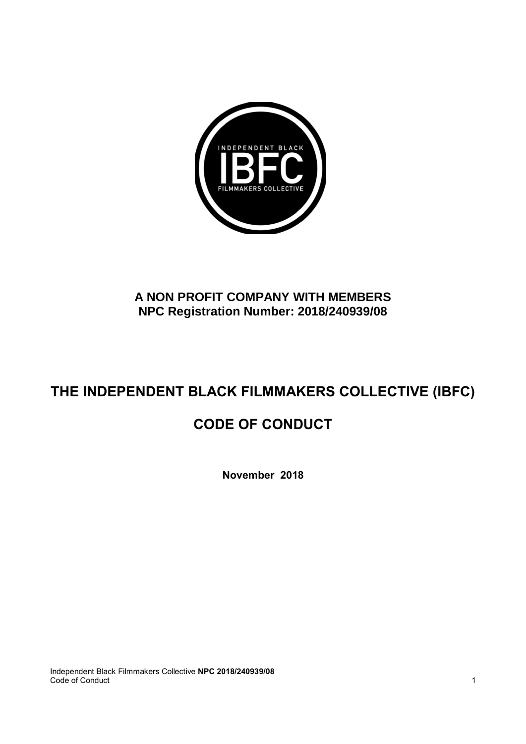**A NON PROFIT COMPANY WITH MEMBERS**
**NPC Registration Number: 2018/240939/08**

# THE INDEPENDENT BLACK FILMMAKERS COLLECTIVE (IBFC)

# CODE OF CONDUCT

**November 2018**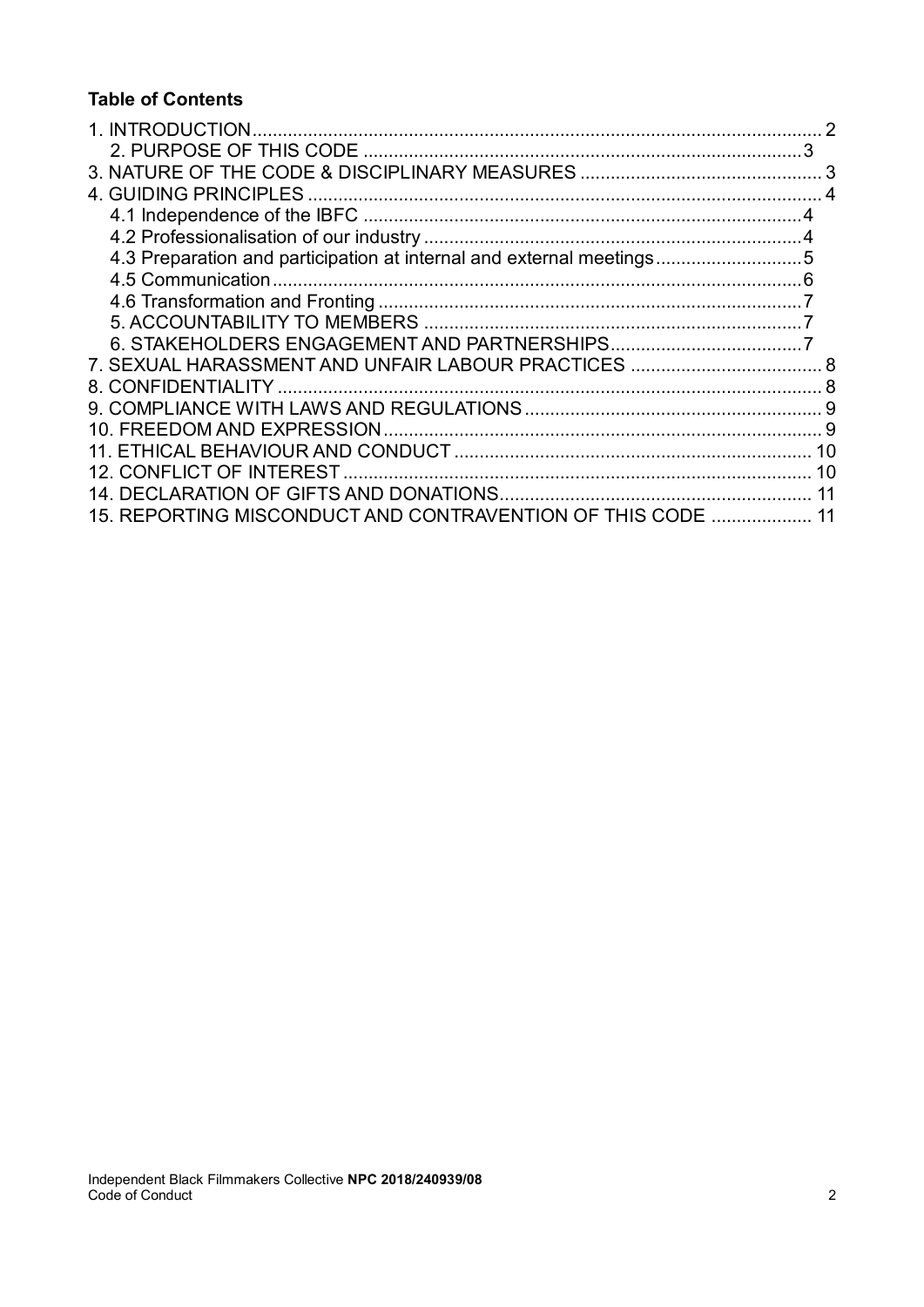**Table of Contents**

1. INTRODUCTION .......... 2
   - 2. PURPOSE OF THIS CODE .......... 3
3. NATURE OF THE CODE & DISCIPLINARY MEASURES .......... 3
4. GUIDING PRINCIPLES .......... 4
   - 4.1 Independence of the IBFC .......... 4
   - 4.2 Professionalisation of our industry .......... 4
   - 4.3 Preparation and participation at internal and external meetings .......... 5
   - 4.5 Communication .......... 6
   - 4.6 Transformation and Fronting .......... 7
   - 5. ACCOUNTABILITY TO MEMBERS .......... 7
   - 6. STAKEHOLDERS ENGAGEMENT AND PARTNERSHIPS .......... 7
7. SEXUAL HARASSMENT AND UNFAIR LABOUR PRACTICES .......... 8
8. CONFIDENTIALITY .......... 8
9. COMPLIANCE WITH LAWS AND REGULATIONS .......... 9
10. FREEDOM AND EXPRESSION .......... 9
11. ETHICAL BEHAVIOUR AND CONDUCT .......... 10
12. CONFLICT OF INTEREST .......... 10
14. DECLARATION OF GIFTS AND DONATIONS .......... 11
15. REPORTING MISCONDUCT AND CONTRAVENTION OF THIS CODE .......... 11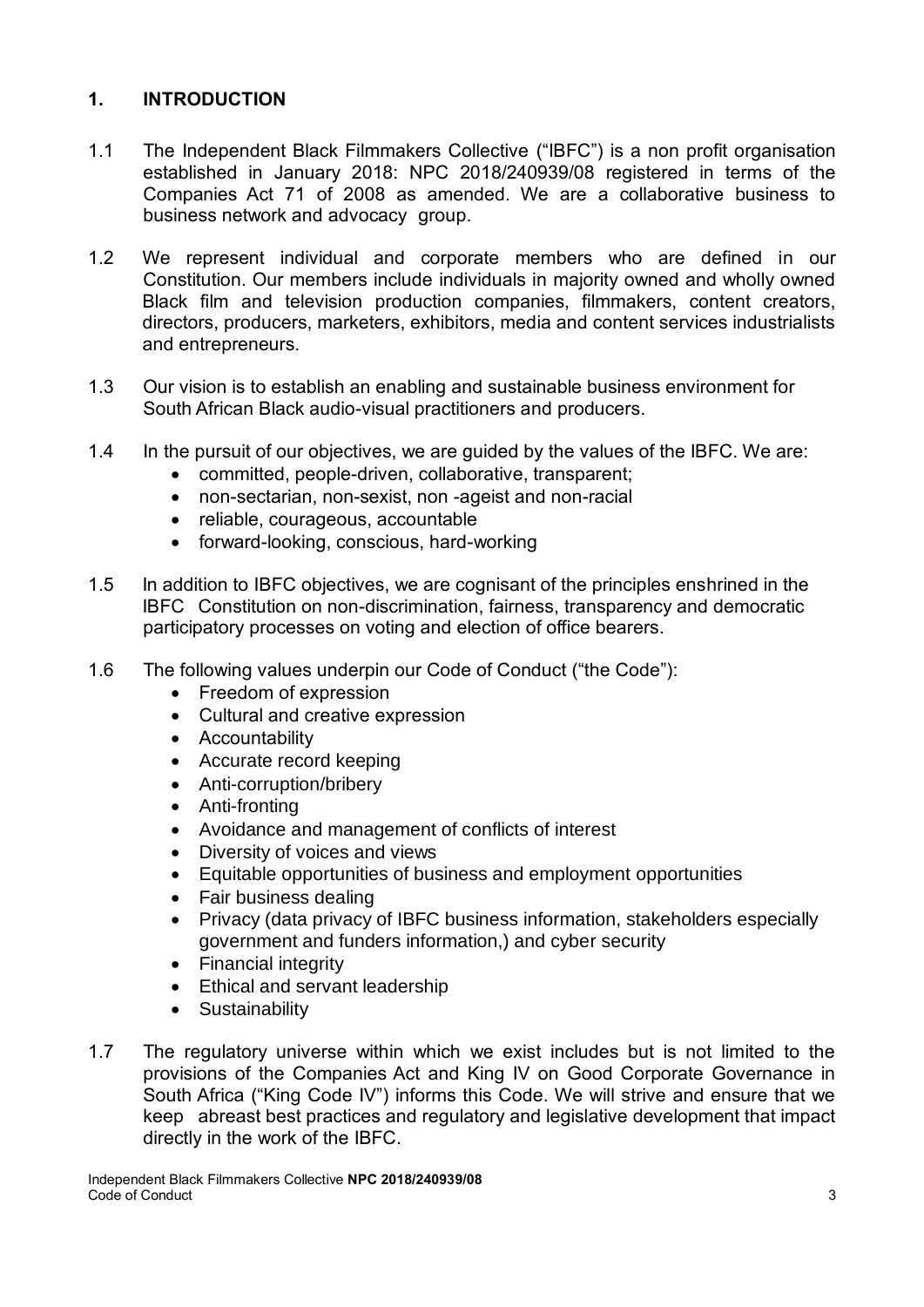## 1. INTRODUCTION

1.1 The Independent Black Filmmakers Collective ("IBFC") is a non profit organisation established in January 2018: NPC 2018/240939/08 registered in terms of the Companies Act 71 of 2008 as amended. We are a collaborative business to business network and advocacy group.

1.2 We represent individual and corporate members who are defined in our Constitution. Our members include individuals in majority owned and wholly owned Black film and television production companies, filmmakers, content creators, directors, producers, marketers, exhibitors, media and content services industrialists and entrepreneurs.

1.3 Our vision is to establish an enabling and sustainable business environment for South African Black audio-visual practitioners and producers.

1.4 In the pursuit of our objectives, we are guided by the values of the IBFC. We are:

- committed, people-driven, collaborative, transparent;
- non-sectarian, non-sexist, non -ageist and non-racial
- reliable, courageous, accountable
- forward-looking, conscious, hard-working

1.5 In addition to IBFC objectives, we are cognisant of the principles enshrined in the IBFC Constitution on non-discrimination, fairness, transparency and democratic participatory processes on voting and election of office bearers.

1.6 The following values underpin our Code of Conduct ("the Code"):

- Freedom of expression
- Cultural and creative expression
- Accountability
- Accurate record keeping
- Anti-corruption/bribery
- Anti-fronting
- Avoidance and management of conflicts of interest
- Diversity of voices and views
- Equitable opportunities of business and employment opportunities
- Fair business dealing
- Privacy (data privacy of IBFC business information, stakeholders especially government and funders information,) and cyber security
- Financial integrity
- Ethical and servant leadership
- Sustainability

1.7 The regulatory universe within which we exist includes but is not limited to the provisions of the Companies Act and King IV on Good Corporate Governance in South Africa ("King Code IV") informs this Code. We will strive and ensure that we keep abreast best practices and regulatory and legislative development that impact directly in the work of the IBFC.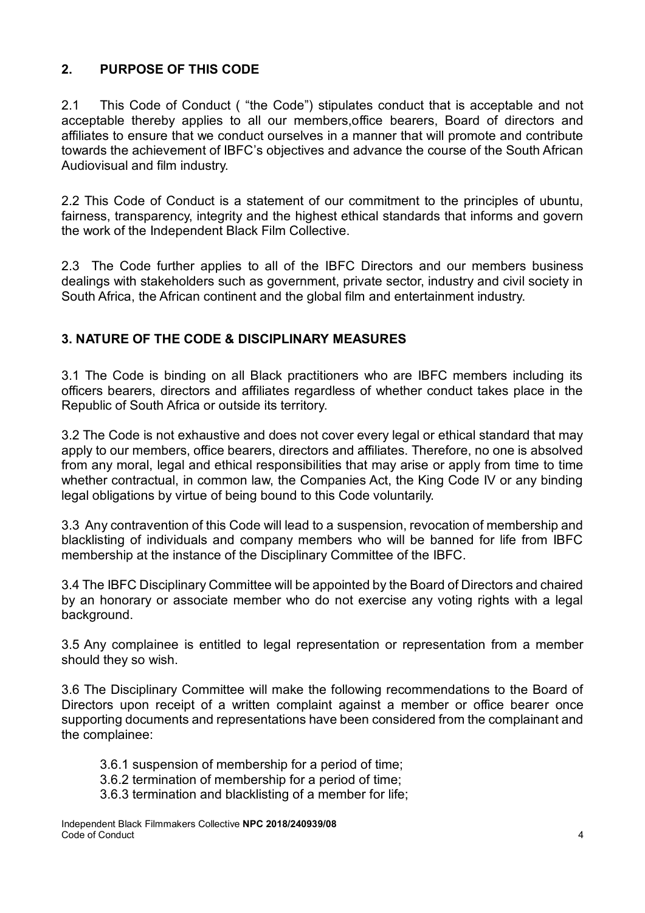## 2. PURPOSE OF THIS CODE

2.1 This Code of Conduct ( "the Code") stipulates conduct that is acceptable and not acceptable thereby applies to all our members,office bearers, Board of directors and affiliates to ensure that we conduct ourselves in a manner that will promote and contribute towards the achievement of IBFC's objectives and advance the course of the South African Audiovisual and film industry.

2.2 This Code of Conduct is a statement of our commitment to the principles of ubuntu, fairness, transparency, integrity and the highest ethical standards that informs and govern the work of the Independent Black Film Collective.

2.3 The Code further applies to all of the IBFC Directors and our members business dealings with stakeholders such as government, private sector, industry and civil society in South Africa, the African continent and the global film and entertainment industry.

## 3. NATURE OF THE CODE & DISCIPLINARY MEASURES

3.1 The Code is binding on all Black practitioners who are IBFC members including its officers bearers, directors and affiliates regardless of whether conduct takes place in the Republic of South Africa or outside its territory.

3.2 The Code is not exhaustive and does not cover every legal or ethical standard that may apply to our members, office bearers, directors and affiliates. Therefore, no one is absolved from any moral, legal and ethical responsibilities that may arise or apply from time to time whether contractual, in common law, the Companies Act, the King Code IV or any binding legal obligations by virtue of being bound to this Code voluntarily.

3.3 Any contravention of this Code will lead to a suspension, revocation of membership and blacklisting of individuals and company members who will be banned for life from IBFC membership at the instance of the Disciplinary Committee of the IBFC.

3.4 The IBFC Disciplinary Committee will be appointed by the Board of Directors and chaired by an honorary or associate member who do not exercise any voting rights with a legal background.

3.5 Any complainee is entitled to legal representation or representation from a member should they so wish.

3.6 The Disciplinary Committee will make the following recommendations to the Board of Directors upon receipt of a written complaint against a member or office bearer once supporting documents and representations have been considered from the complainant and the complainee:

3.6.1 suspension of membership for a period of time;
3.6.2 termination of membership for a period of time;
3.6.3 termination and blacklisting of a member for life;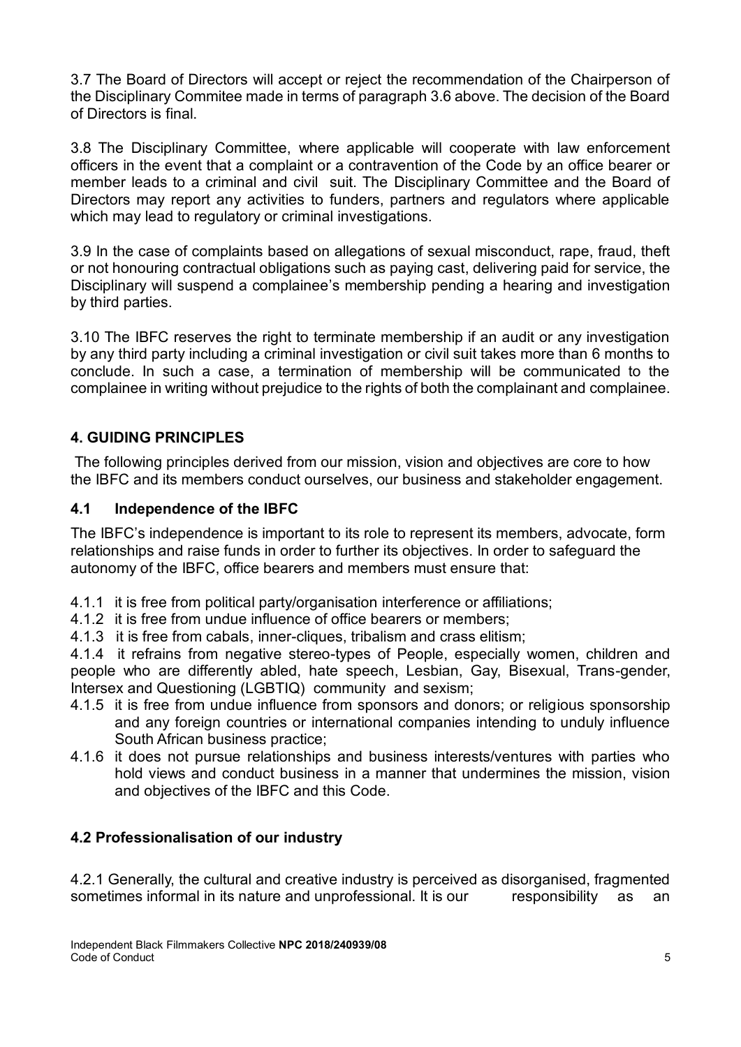3.7 The Board of Directors will accept or reject the recommendation of the Chairperson of the Disciplinary Commitee made in terms of paragraph 3.6 above. The decision of the Board of Directors is final.

3.8 The Disciplinary Committee, where applicable will cooperate with law enforcement officers in the event that a complaint or a contravention of the Code by an office bearer or member leads to a criminal and civil suit. The Disciplinary Committee and the Board of Directors may report any activities to funders, partners and regulators where applicable which may lead to regulatory or criminal investigations.

3.9 In the case of complaints based on allegations of sexual misconduct, rape, fraud, theft or not honouring contractual obligations such as paying cast, delivering paid for service, the Disciplinary will suspend a complainee's membership pending a hearing and investigation by third parties.

3.10 The IBFC reserves the right to terminate membership if an audit or any investigation by any third party including a criminal investigation or civil suit takes more than 6 months to conclude. In such a case, a termination of membership will be communicated to the complainee in writing without prejudice to the rights of both the complainant and complainee.

## 4. GUIDING PRINCIPLES

The following principles derived from our mission, vision and objectives are core to how the IBFC and its members conduct ourselves, our business and stakeholder engagement.

### 4.1 Independence of the IBFC

The IBFC's independence is important to its role to represent its members, advocate, form relationships and raise funds in order to further its objectives. In order to safeguard the autonomy of the IBFC, office bearers and members must ensure that:

4.1.1 it is free from political party/organisation interference or affiliations;
4.1.2 it is free from undue influence of office bearers or members;
4.1.3 it is free from cabals, inner-cliques, tribalism and crass elitism;
4.1.4 it refrains from negative stereo-types of People, especially women, children and people who are differently abled, hate speech, Lesbian, Gay, Bisexual, Trans-gender, Intersex and Questioning (LGBTIQ) community and sexism;
4.1.5 it is free from undue influence from sponsors and donors; or religious sponsorship and any foreign countries or international companies intending to unduly influence South African business practice;
4.1.6 it does not pursue relationships and business interests/ventures with parties who hold views and conduct business in a manner that undermines the mission, vision and objectives of the IBFC and this Code.

### 4.2 Professionalisation of our industry

4.2.1 Generally, the cultural and creative industry is perceived as disorganised, fragmented sometimes informal in its nature and unprofessional. It is our responsibility as an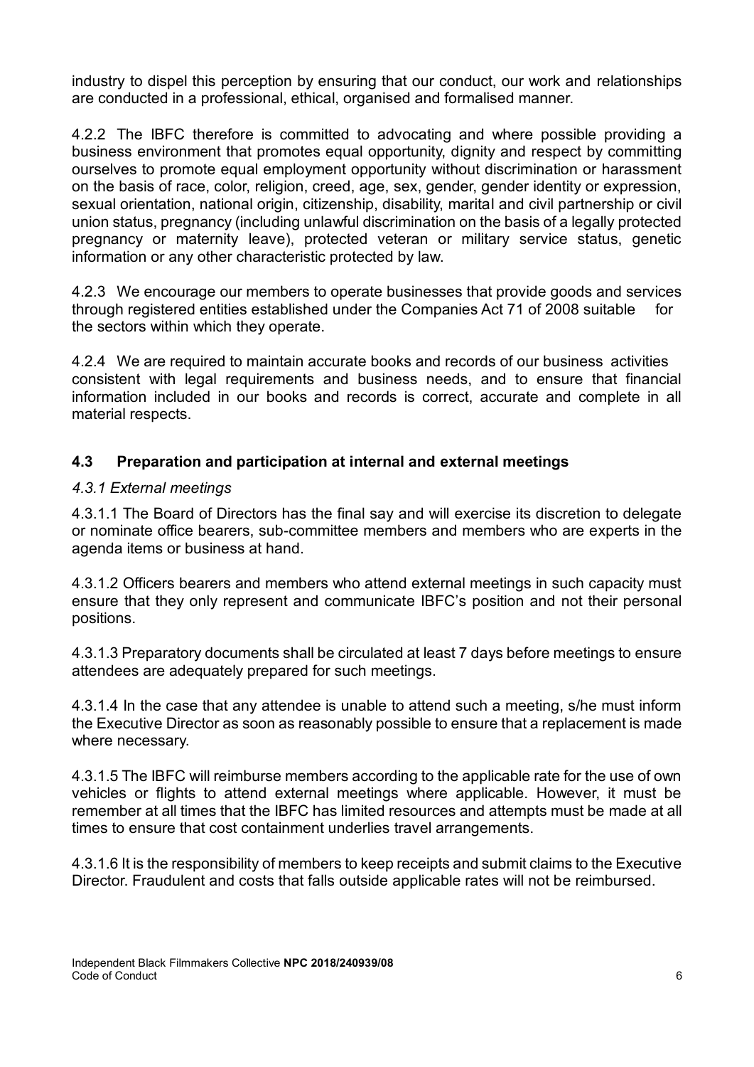industry to dispel this perception by ensuring that our conduct, our work and relationships are conducted in a professional, ethical, organised and formalised manner.

4.2.2 The IBFC therefore is committed to advocating and where possible providing a business environment that promotes equal opportunity, dignity and respect by committing ourselves to promote equal employment opportunity without discrimination or harassment on the basis of race, color, religion, creed, age, sex, gender, gender identity or expression, sexual orientation, national origin, citizenship, disability, marital and civil partnership or civil union status, pregnancy (including unlawful discrimination on the basis of a legally protected pregnancy or maternity leave), protected veteran or military service status, genetic information or any other characteristic protected by law.

4.2.3 We encourage our members to operate businesses that provide goods and services through registered entities established under the Companies Act 71 of 2008 suitable for the sectors within which they operate.

4.2.4 We are required to maintain accurate books and records of our business activities consistent with legal requirements and business needs, and to ensure that financial information included in our books and records is correct, accurate and complete in all material respects.

## 4.3 Preparation and participation at internal and external meetings

### *4.3.1 External meetings*

4.3.1.1 The Board of Directors has the final say and will exercise its discretion to delegate or nominate office bearers, sub-committee members and members who are experts in the agenda items or business at hand.

4.3.1.2 Officers bearers and members who attend external meetings in such capacity must ensure that they only represent and communicate IBFC's position and not their personal positions.

4.3.1.3 Preparatory documents shall be circulated at least 7 days before meetings to ensure attendees are adequately prepared for such meetings.

4.3.1.4 In the case that any attendee is unable to attend such a meeting, s/he must inform the Executive Director as soon as reasonably possible to ensure that a replacement is made where necessary.

4.3.1.5 The IBFC will reimburse members according to the applicable rate for the use of own vehicles or flights to attend external meetings where applicable. However, it must be remember at all times that the IBFC has limited resources and attempts must be made at all times to ensure that cost containment underlies travel arrangements.

4.3.1.6 It is the responsibility of members to keep receipts and submit claims to the Executive Director. Fraudulent and costs that falls outside applicable rates will not be reimbursed.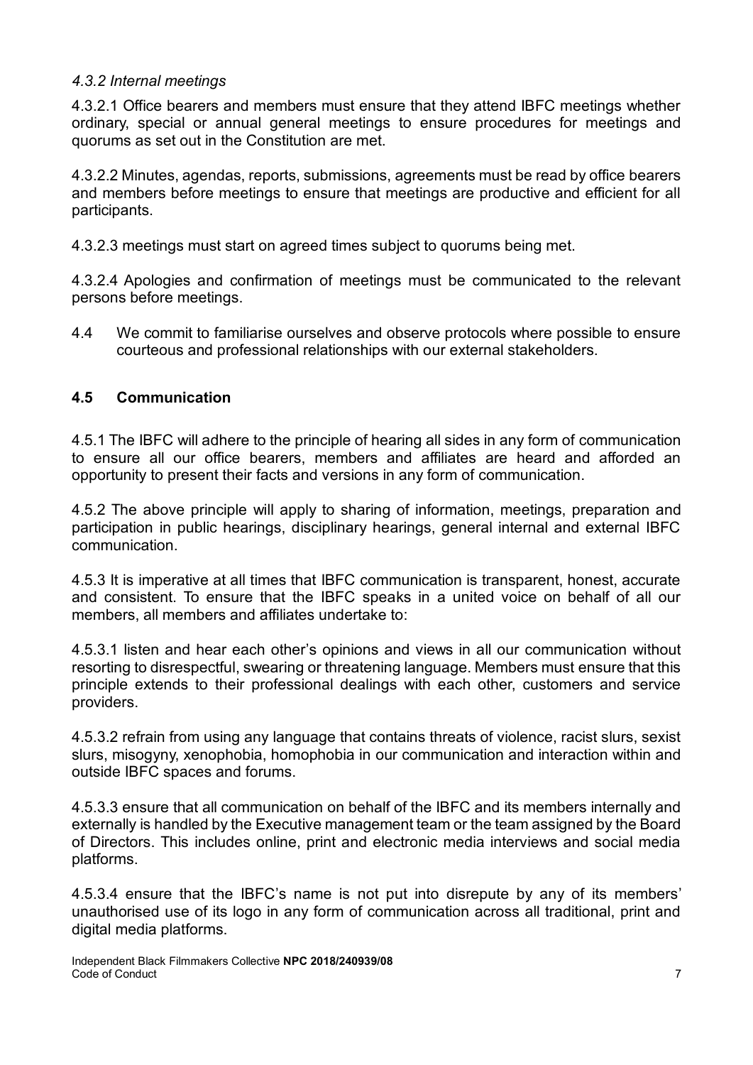*4.3.2 Internal meetings*

4.3.2.1 Office bearers and members must ensure that they attend IBFC meetings whether ordinary, special or annual general meetings to ensure procedures for meetings and quorums as set out in the Constitution are met.

4.3.2.2 Minutes, agendas, reports, submissions, agreements must be read by office bearers and members before meetings to ensure that meetings are productive and efficient for all participants.

4.3.2.3 meetings must start on agreed times subject to quorums being met.

4.3.2.4 Apologies and confirmation of meetings must be communicated to the relevant persons before meetings.

4.4 We commit to familiarise ourselves and observe protocols where possible to ensure courteous and professional relationships with our external stakeholders.

## 4.5 Communication

4.5.1 The IBFC will adhere to the principle of hearing all sides in any form of communication to ensure all our office bearers, members and affiliates are heard and afforded an opportunity to present their facts and versions in any form of communication.

4.5.2 The above principle will apply to sharing of information, meetings, preparation and participation in public hearings, disciplinary hearings, general internal and external IBFC communication.

4.5.3 It is imperative at all times that IBFC communication is transparent, honest, accurate and consistent. To ensure that the IBFC speaks in a united voice on behalf of all our members, all members and affiliates undertake to:

4.5.3.1 listen and hear each other's opinions and views in all our communication without resorting to disrespectful, swearing or threatening language. Members must ensure that this principle extends to their professional dealings with each other, customers and service providers.

4.5.3.2 refrain from using any language that contains threats of violence, racist slurs, sexist slurs, misogyny, xenophobia, homophobia in our communication and interaction within and outside IBFC spaces and forums.

4.5.3.3 ensure that all communication on behalf of the IBFC and its members internally and externally is handled by the Executive management team or the team assigned by the Board of Directors. This includes online, print and electronic media interviews and social media platforms.

4.5.3.4 ensure that the IBFC's name is not put into disrepute by any of its members' unauthorised use of its logo in any form of communication across all traditional, print and digital media platforms.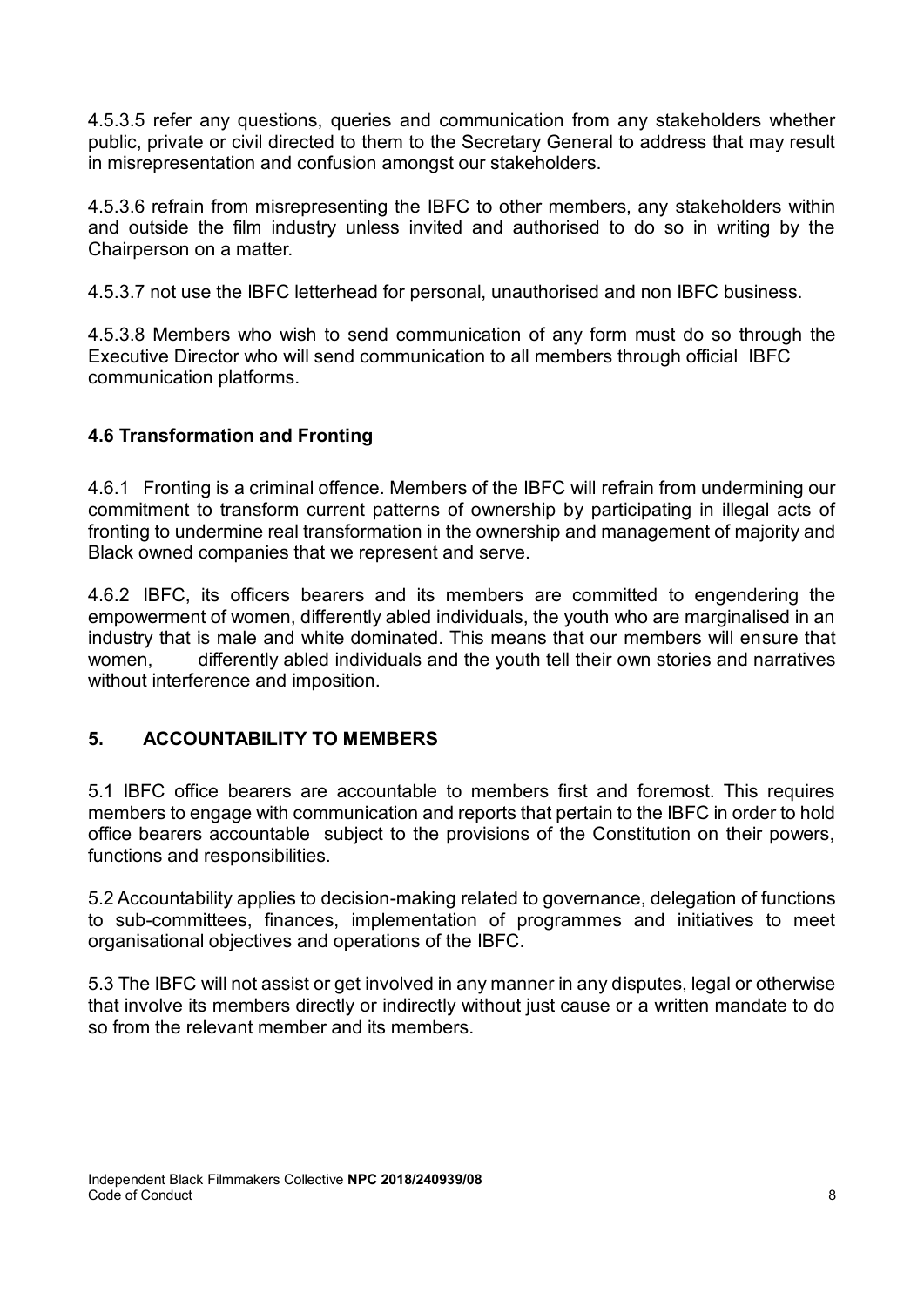4.5.3.5 refer any questions, queries and communication from any stakeholders whether public, private or civil directed to them to the Secretary General to address that may result in misrepresentation and confusion amongst our stakeholders.

4.5.3.6 refrain from misrepresenting the IBFC to other members, any stakeholders within and outside the film industry unless invited and authorised to do so in writing by the Chairperson on a matter.

4.5.3.7 not use the IBFC letterhead for personal, unauthorised and non IBFC business.

4.5.3.8 Members who wish to send communication of any form must do so through the Executive Director who will send communication to all members through official IBFC communication platforms.

### 4.6 Transformation and Fronting

4.6.1 Fronting is a criminal offence. Members of the IBFC will refrain from undermining our commitment to transform current patterns of ownership by participating in illegal acts of fronting to undermine real transformation in the ownership and management of majority and Black owned companies that we represent and serve.

4.6.2 IBFC, its officers bearers and its members are committed to engendering the empowerment of women, differently abled individuals, the youth who are marginalised in an industry that is male and white dominated. This means that our members will ensure that women, differently abled individuals and the youth tell their own stories and narratives without interference and imposition.

## 5. ACCOUNTABILITY TO MEMBERS

5.1 IBFC office bearers are accountable to members first and foremost. This requires members to engage with communication and reports that pertain to the IBFC in order to hold office bearers accountable subject to the provisions of the Constitution on their powers, functions and responsibilities.

5.2 Accountability applies to decision-making related to governance, delegation of functions to sub-committees, finances, implementation of programmes and initiatives to meet organisational objectives and operations of the IBFC.

5.3 The IBFC will not assist or get involved in any manner in any disputes, legal or otherwise that involve its members directly or indirectly without just cause or a written mandate to do so from the relevant member and its members.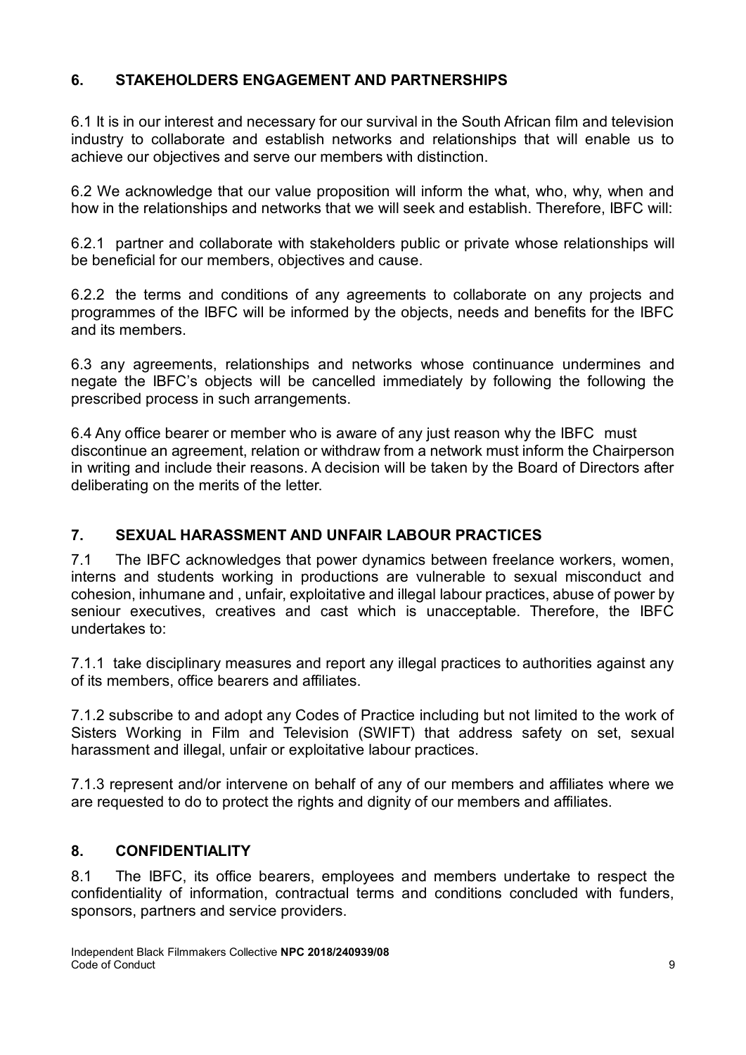## 6. STAKEHOLDERS ENGAGEMENT AND PARTNERSHIPS

6.1 It is in our interest and necessary for our survival in the South African film and television industry to collaborate and establish networks and relationships that will enable us to achieve our objectives and serve our members with distinction.

6.2 We acknowledge that our value proposition will inform the what, who, why, when and how in the relationships and networks that we will seek and establish. Therefore, IBFC will:

6.2.1 partner and collaborate with stakeholders public or private whose relationships will be beneficial for our members, objectives and cause.

6.2.2 the terms and conditions of any agreements to collaborate on any projects and programmes of the IBFC will be informed by the objects, needs and benefits for the IBFC and its members.

6.3 any agreements, relationships and networks whose continuance undermines and negate the IBFC's objects will be cancelled immediately by following the following the prescribed process in such arrangements.

6.4 Any office bearer or member who is aware of any just reason why the IBFC must discontinue an agreement, relation or withdraw from a network must inform the Chairperson in writing and include their reasons. A decision will be taken by the Board of Directors after deliberating on the merits of the letter.

## 7. SEXUAL HARASSMENT AND UNFAIR LABOUR PRACTICES

7.1 The IBFC acknowledges that power dynamics between freelance workers, women, interns and students working in productions are vulnerable to sexual misconduct and cohesion, inhumane and , unfair, exploitative and illegal labour practices, abuse of power by seniour executives, creatives and cast which is unacceptable. Therefore, the IBFC undertakes to:

7.1.1 take disciplinary measures and report any illegal practices to authorities against any of its members, office bearers and affiliates.

7.1.2 subscribe to and adopt any Codes of Practice including but not limited to the work of Sisters Working in Film and Television (SWIFT) that address safety on set, sexual harassment and illegal, unfair or exploitative labour practices.

7.1.3 represent and/or intervene on behalf of any of our members and affiliates where we are requested to do to protect the rights and dignity of our members and affiliates.

## 8. CONFIDENTIALITY

8.1 The IBFC, its office bearers, employees and members undertake to respect the confidentiality of information, contractual terms and conditions concluded with funders, sponsors, partners and service providers.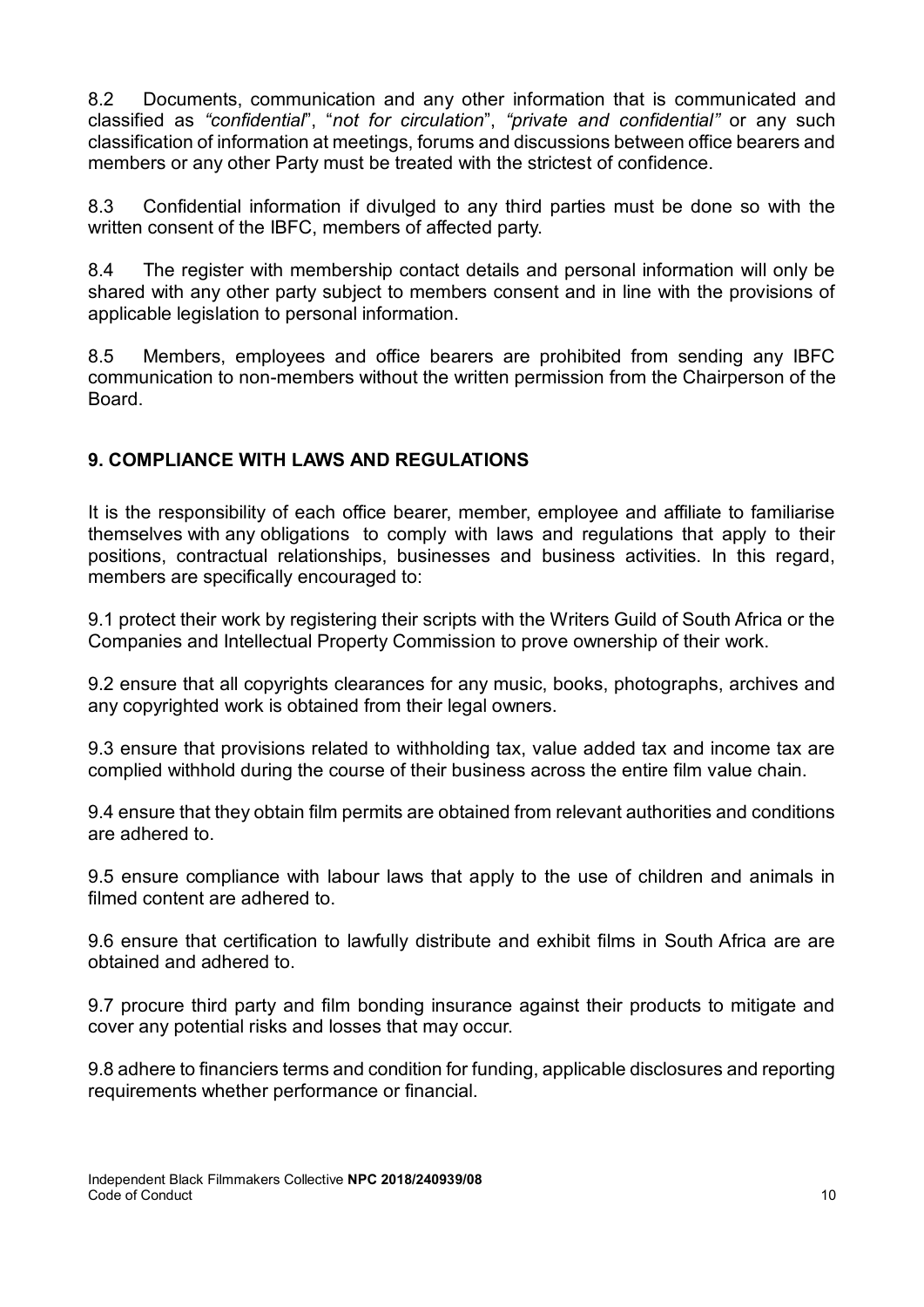8.2 Documents, communication and any other information that is communicated and classified as *"confidential"*, "*not for circulation*", *"private and confidential"* or any such classification of information at meetings, forums and discussions between office bearers and members or any other Party must be treated with the strictest of confidence.

8.3 Confidential information if divulged to any third parties must be done so with the written consent of the IBFC, members of affected party.

8.4 The register with membership contact details and personal information will only be shared with any other party subject to members consent and in line with the provisions of applicable legislation to personal information.

8.5 Members, employees and office bearers are prohibited from sending any IBFC communication to non-members without the written permission from the Chairperson of the Board.

## 9. COMPLIANCE WITH LAWS AND REGULATIONS

It is the responsibility of each office bearer, member, employee and affiliate to familiarise themselves with any obligations to comply with laws and regulations that apply to their positions, contractual relationships, businesses and business activities. In this regard, members are specifically encouraged to:

9.1 protect their work by registering their scripts with the Writers Guild of South Africa or the Companies and Intellectual Property Commission to prove ownership of their work.

9.2 ensure that all copyrights clearances for any music, books, photographs, archives and any copyrighted work is obtained from their legal owners.

9.3 ensure that provisions related to withholding tax, value added tax and income tax are complied withhold during the course of their business across the entire film value chain.

9.4 ensure that they obtain film permits are obtained from relevant authorities and conditions are adhered to.

9.5 ensure compliance with labour laws that apply to the use of children and animals in filmed content are adhered to.

9.6 ensure that certification to lawfully distribute and exhibit films in South Africa are are obtained and adhered to.

9.7 procure third party and film bonding insurance against their products to mitigate and cover any potential risks and losses that may occur.

9.8 adhere to financiers terms and condition for funding, applicable disclosures and reporting requirements whether performance or financial.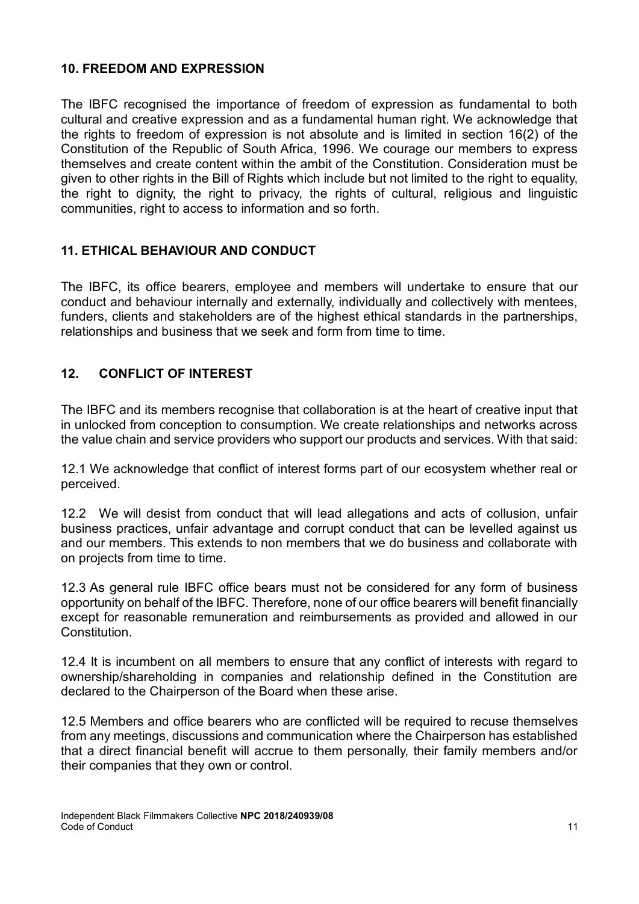## 10. FREEDOM AND EXPRESSION

The IBFC recognised the importance of freedom of expression as fundamental to both cultural and creative expression and as a fundamental human right. We acknowledge that the rights to freedom of expression is not absolute and is limited in section 16(2) of the Constitution of the Republic of South Africa, 1996. We courage our members to express themselves and create content within the ambit of the Constitution. Consideration must be given to other rights in the Bill of Rights which include but not limited to the right to equality, the right to dignity, the right to privacy, the rights of cultural, religious and linguistic communities, right to access to information and so forth.

## 11. ETHICAL BEHAVIOUR AND CONDUCT

The IBFC, its office bearers, employee and members will undertake to ensure that our conduct and behaviour internally and externally, individually and collectively with mentees, funders, clients and stakeholders are of the highest ethical standards in the partnerships, relationships and business that we seek and form from time to time.

## 12. CONFLICT OF INTEREST

The IBFC and its members recognise that collaboration is at the heart of creative input that in unlocked from conception to consumption. We create relationships and networks across the value chain and service providers who support our products and services. With that said:

12.1 We acknowledge that conflict of interest forms part of our ecosystem whether real or perceived.

12.2 We will desist from conduct that will lead allegations and acts of collusion, unfair business practices, unfair advantage and corrupt conduct that can be levelled against us and our members. This extends to non members that we do business and collaborate with on projects from time to time.

12.3 As general rule IBFC office bears must not be considered for any form of business opportunity on behalf of the IBFC. Therefore, none of our office bearers will benefit financially except for reasonable remuneration and reimbursements as provided and allowed in our Constitution.

12.4 It is incumbent on all members to ensure that any conflict of interests with regard to ownership/shareholding in companies and relationship defined in the Constitution are declared to the Chairperson of the Board when these arise.

12.5 Members and office bearers who are conflicted will be required to recuse themselves from any meetings, discussions and communication where the Chairperson has established that a direct financial benefit will accrue to them personally, their family members and/or their companies that they own or control.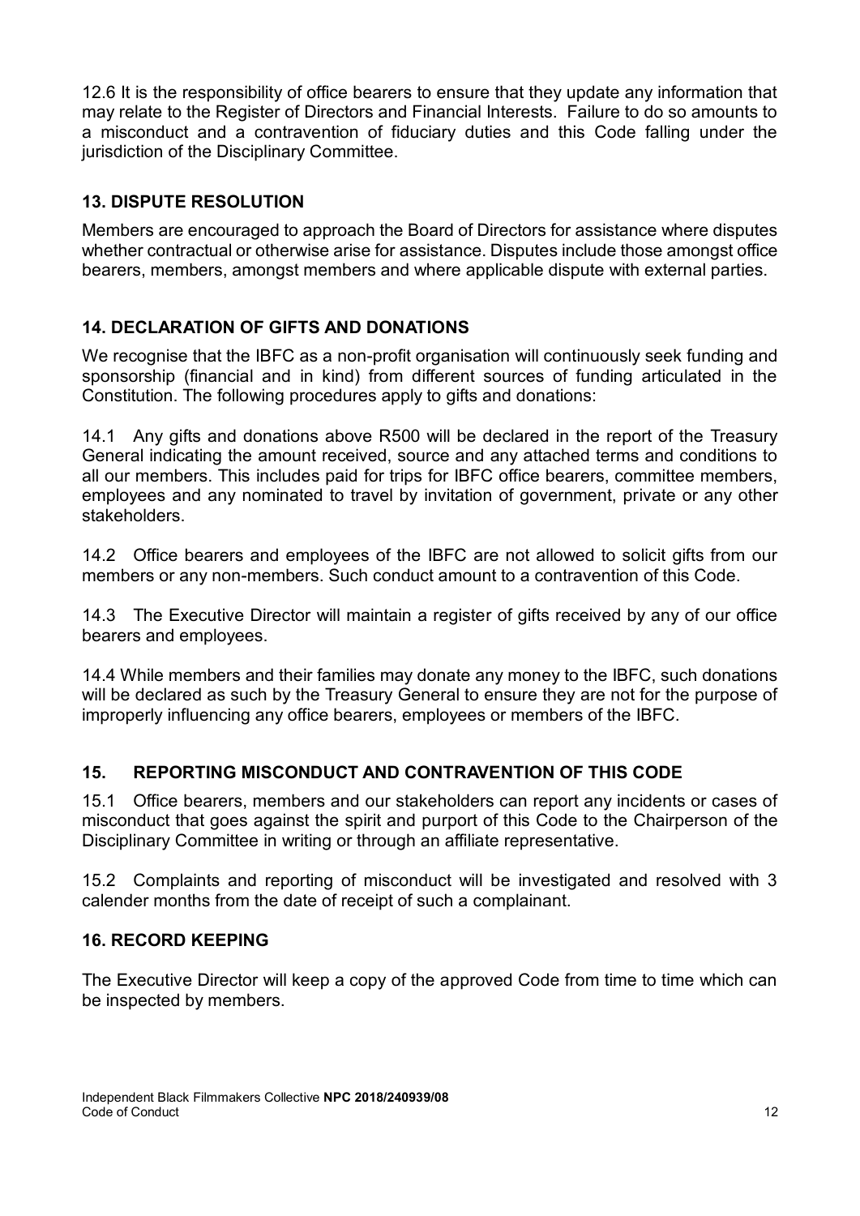12.6 It is the responsibility of office bearers to ensure that they update any information that may relate to the Register of Directors and Financial Interests. Failure to do so amounts to a misconduct and a contravention of fiduciary duties and this Code falling under the jurisdiction of the Disciplinary Committee.

## 13. DISPUTE RESOLUTION

Members are encouraged to approach the Board of Directors for assistance where disputes whether contractual or otherwise arise for assistance. Disputes include those amongst office bearers, members, amongst members and where applicable dispute with external parties.

## 14. DECLARATION OF GIFTS AND DONATIONS

We recognise that the IBFC as a non-profit organisation will continuously seek funding and sponsorship (financial and in kind) from different sources of funding articulated in the Constitution. The following procedures apply to gifts and donations:

14.1 Any gifts and donations above R500 will be declared in the report of the Treasury General indicating the amount received, source and any attached terms and conditions to all our members. This includes paid for trips for IBFC office bearers, committee members, employees and any nominated to travel by invitation of government, private or any other stakeholders.

14.2 Office bearers and employees of the IBFC are not allowed to solicit gifts from our members or any non-members. Such conduct amount to a contravention of this Code.

14.3 The Executive Director will maintain a register of gifts received by any of our office bearers and employees.

14.4 While members and their families may donate any money to the IBFC, such donations will be declared as such by the Treasury General to ensure they are not for the purpose of improperly influencing any office bearers, employees or members of the IBFC.

## 15. REPORTING MISCONDUCT AND CONTRAVENTION OF THIS CODE

15.1 Office bearers, members and our stakeholders can report any incidents or cases of misconduct that goes against the spirit and purport of this Code to the Chairperson of the Disciplinary Committee in writing or through an affiliate representative.

15.2 Complaints and reporting of misconduct will be investigated and resolved with 3 calender months from the date of receipt of such a complainant.

## 16. RECORD KEEPING

The Executive Director will keep a copy of the approved Code from time to time which can be inspected by members.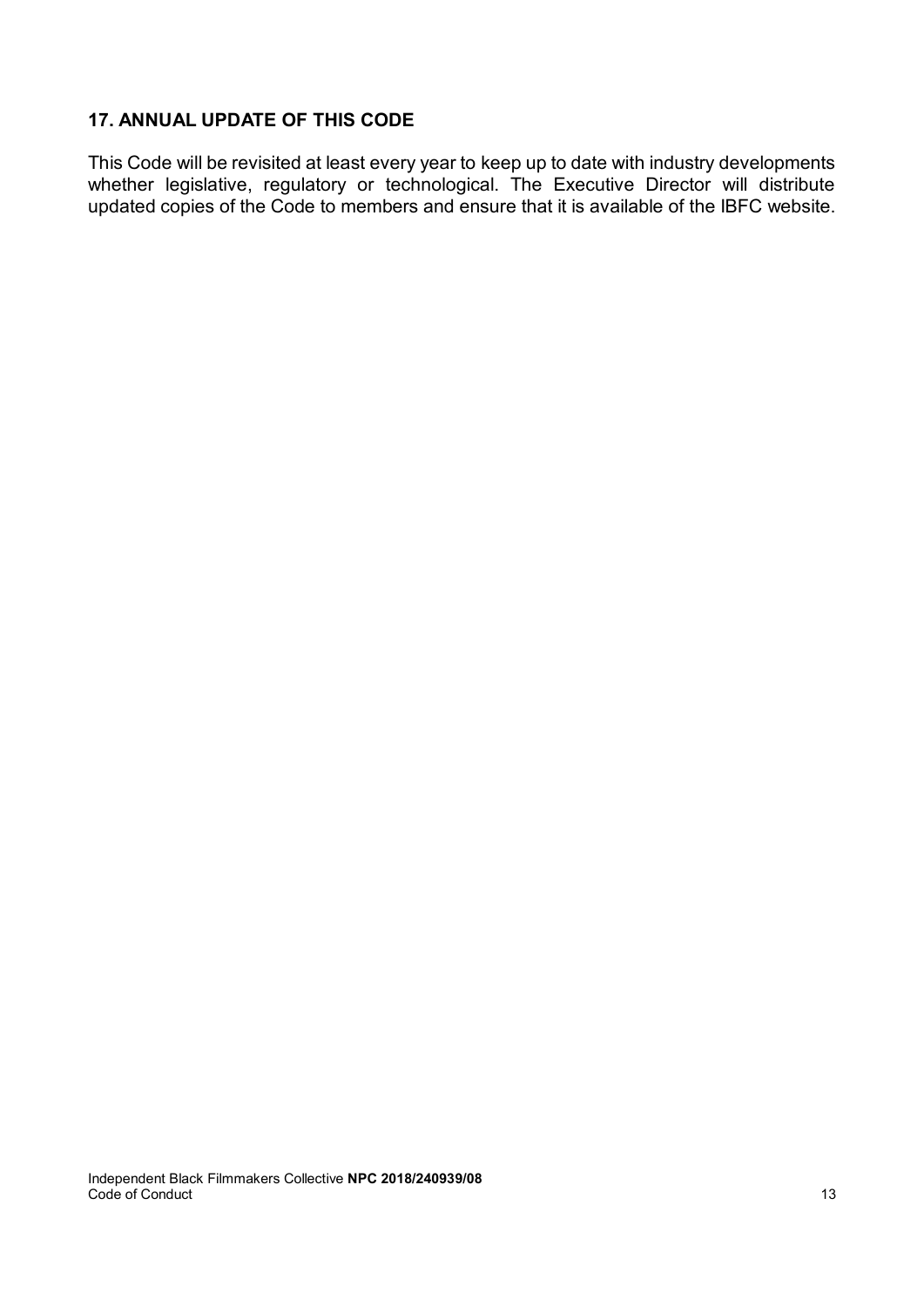## 17. ANNUAL UPDATE OF THIS CODE

This Code will be revisited at least every year to keep up to date with industry developments whether legislative, regulatory or technological. The Executive Director will distribute updated copies of the Code to members and ensure that it is available of the IBFC website.